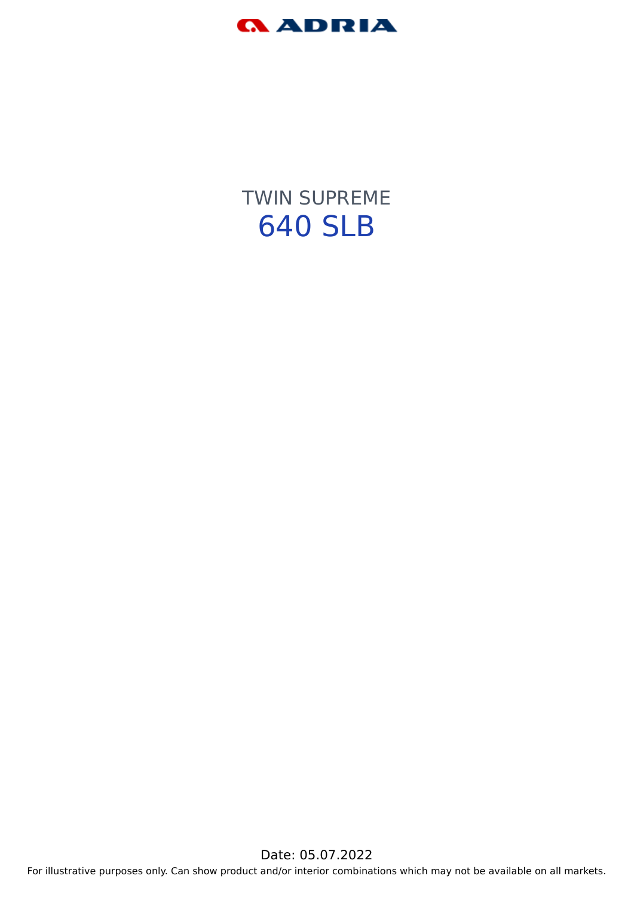ADRIA

# TWIN SUPREME

# 640 SLB

Date: 05.07.2022

For illustrative purposes only. Can show product and/or interior combinations which may not be available on all markets.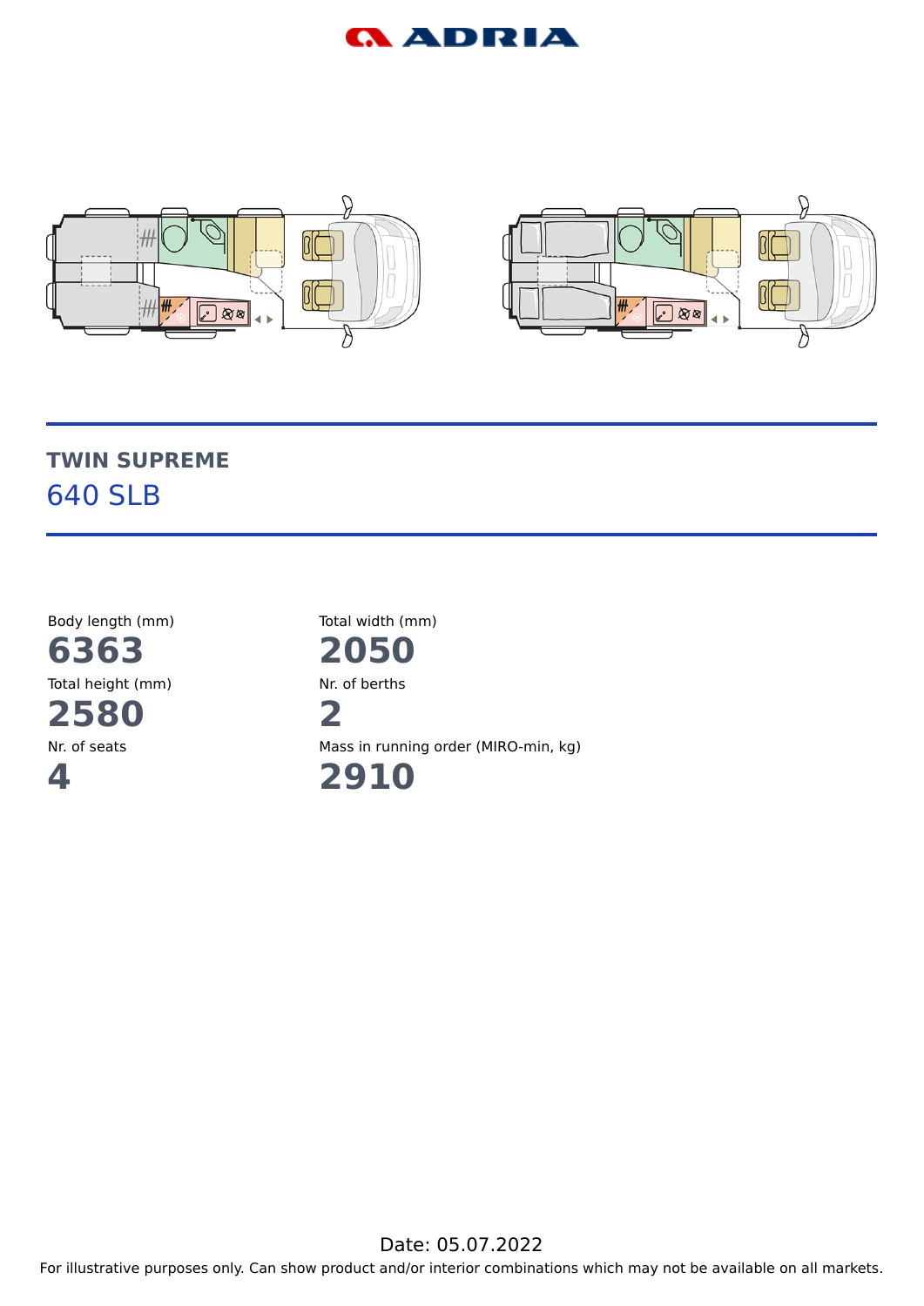# TWIN SUPREME

## 640 SLB

| Body length (mm) | Total width (mm) |
|---|---|
| **6363** | **2050** |

| Total height (mm) | Nr. of berths |
|---|---|
| **2580** | **2** |

| Nr. of seats | Mass in running order (MIRO-min, kg) |
|---|---|
| **4** | **2910** |

Date: 05.07.2022

For illustrative purposes only. Can show product and/or interior combinations which may not be available on all markets.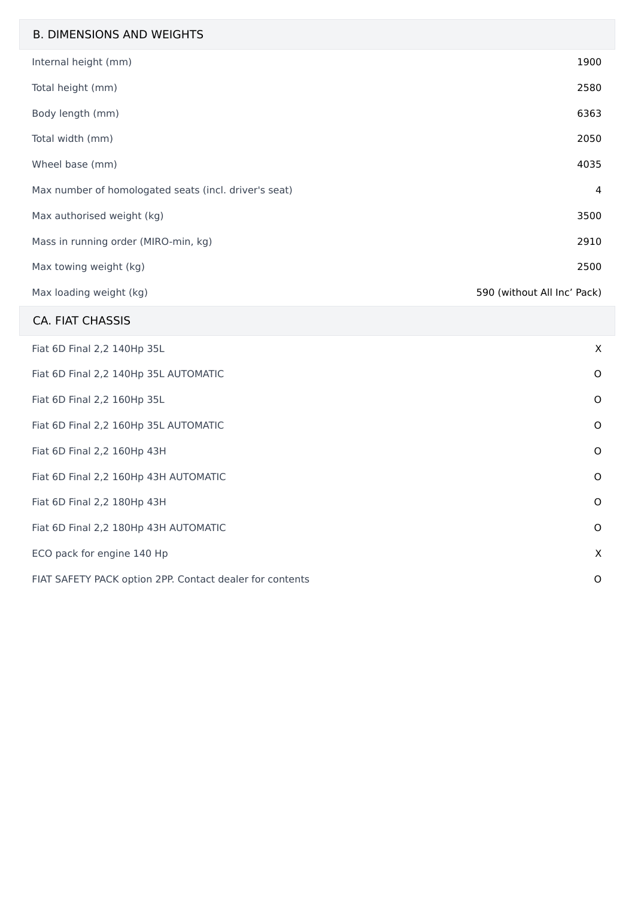## B. DIMENSIONS AND WEIGHTS

| | |
|---|---|
| Internal height (mm) | 1900 |
| Total height (mm) | 2580 |
| Body length (mm) | 6363 |
| Total width (mm) | 2050 |
| Wheel base (mm) | 4035 |
| Max number of homologated seats (incl. driver's seat) | 4 |
| Max authorised weight (kg) | 3500 |
| Mass in running order (MIRO-min, kg) | 2910 |
| Max towing weight (kg) | 2500 |
| Max loading weight (kg) | 590 (without All Inc' Pack) |

## CA. FIAT CHASSIS

| | |
|---|---|
| Fiat 6D Final 2,2 140Hp 35L | X |
| Fiat 6D Final 2,2 140Hp 35L AUTOMATIC | O |
| Fiat 6D Final 2,2 160Hp 35L | O |
| Fiat 6D Final 2,2 160Hp 35L AUTOMATIC | O |
| Fiat 6D Final 2,2 160Hp 43H | O |
| Fiat 6D Final 2,2 160Hp 43H AUTOMATIC | O |
| Fiat 6D Final 2,2 180Hp 43H | O |
| Fiat 6D Final 2,2 180Hp 43H AUTOMATIC | O |
| ECO pack for engine 140 Hp | X |
| FIAT SAFETY PACK option 2PP. Contact dealer for contents | O |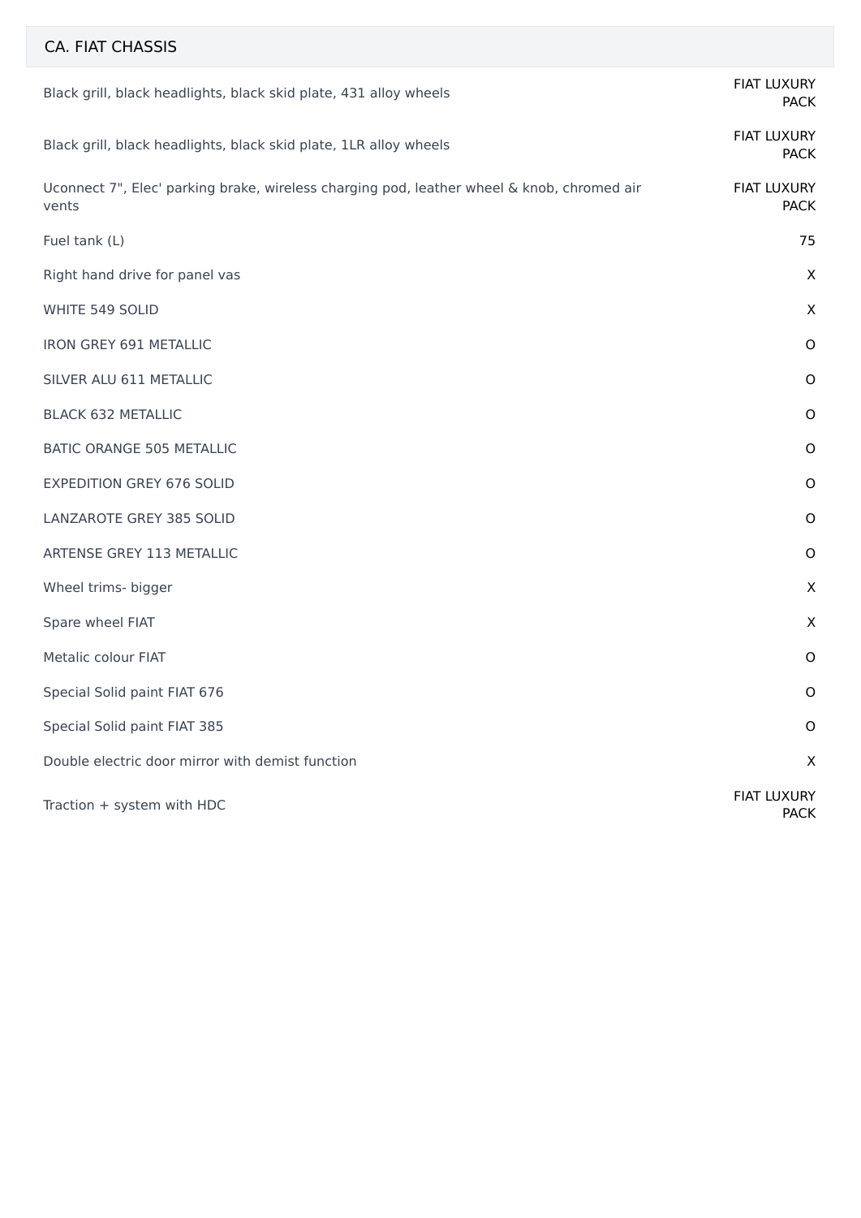## CA. FIAT CHASSIS

| | |
|---|---|
| Black grill, black headlights, black skid plate, 431 alloy wheels | FIAT LUXURY PACK |
| Black grill, black headlights, black skid plate, 1LR alloy wheels | FIAT LUXURY PACK |
| Uconnect 7", Elec' parking brake, wireless charging pod, leather wheel & knob, chromed air vents | FIAT LUXURY PACK |
| Fuel tank (L) | 75 |
| Right hand drive for panel vas | X |
| WHITE 549 SOLID | X |
| IRON GREY 691 METALLIC | O |
| SILVER ALU 611 METALLIC | O |
| BLACK 632 METALLIC | O |
| BATIC ORANGE 505 METALLIC | O |
| EXPEDITION GREY 676 SOLID | O |
| LANZAROTE GREY 385 SOLID | O |
| ARTENSE GREY 113 METALLIC | O |
| Wheel trims- bigger | X |
| Spare wheel FIAT | X |
| Metalic colour FIAT | O |
| Special Solid paint FIAT 676 | O |
| Special Solid paint FIAT 385 | O |
| Double electric door mirror with demist function | X |
| Traction + system with HDC | FIAT LUXURY PACK |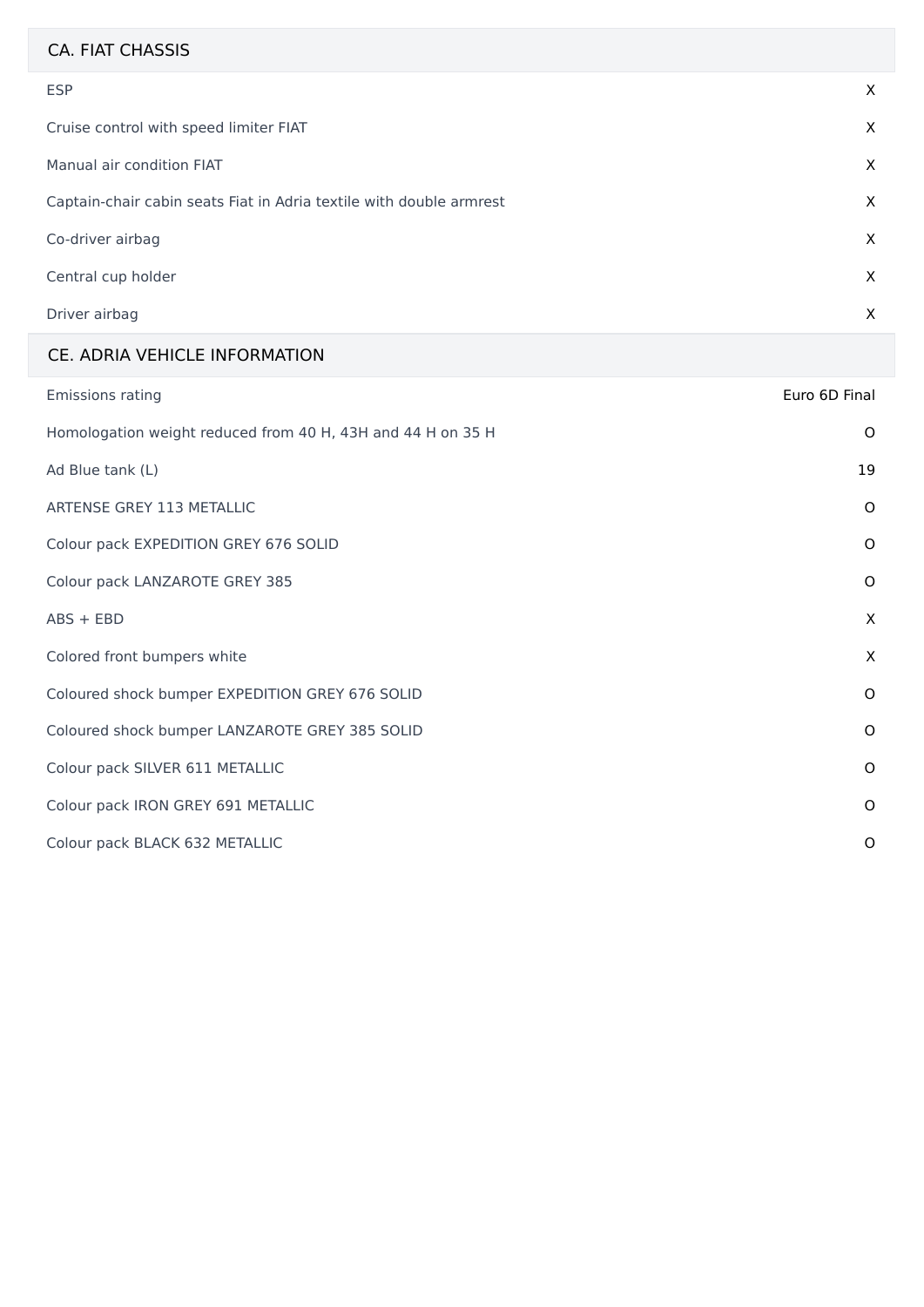## CA. FIAT CHASSIS

| | |
|---|---|
| ESP | X |
| Cruise control with speed limiter FIAT | X |
| Manual air condition FIAT | X |
| Captain-chair cabin seats Fiat in Adria textile with double armrest | X |
| Co-driver airbag | X |
| Central cup holder | X |
| Driver airbag | X |

## CE. ADRIA VEHICLE INFORMATION

| | |
|---|---|
| Emissions rating | Euro 6D Final |
| Homologation weight reduced from 40 H, 43H and 44 H on 35 H | O |
| Ad Blue tank (L) | 19 |
| ARTENSE GREY 113 METALLIC | O |
| Colour pack EXPEDITION GREY 676 SOLID | O |
| Colour pack LANZAROTE GREY 385 | O |
| ABS + EBD | X |
| Colored front bumpers white | X |
| Coloured shock bumper EXPEDITION GREY 676 SOLID | O |
| Coloured shock bumper LANZAROTE GREY 385 SOLID | O |
| Colour pack SILVER 611 METALLIC | O |
| Colour pack IRON GREY 691 METALLIC | O |
| Colour pack BLACK 632 METALLIC | O |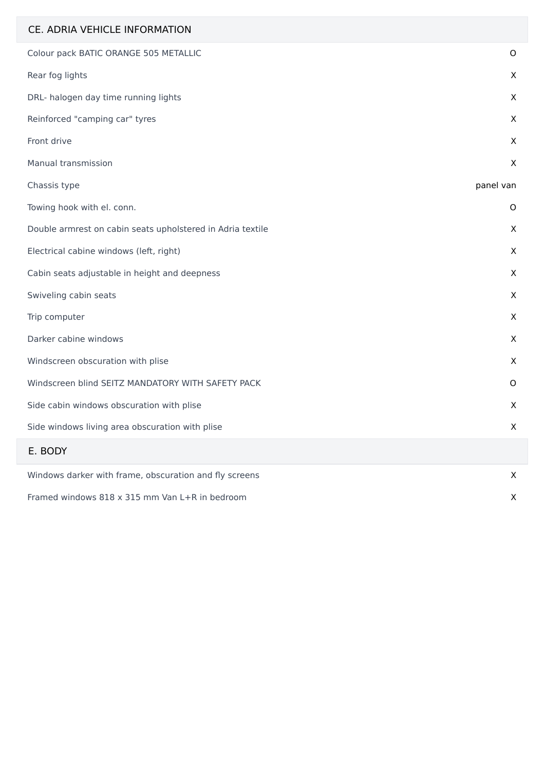## CE. ADRIA VEHICLE INFORMATION

| | |
|---|---|
| Colour pack BATIC ORANGE 505 METALLIC | O |
| Rear fog lights | X |
| DRL- halogen day time running lights | X |
| Reinforced "camping car" tyres | X |
| Front drive | X |
| Manual transmission | X |
| Chassis type | panel van |
| Towing hook with el. conn. | O |
| Double armrest on cabin seats upholstered in Adria textile | X |
| Electrical cabine windows (left, right) | X |
| Cabin seats adjustable in height and deepness | X |
| Swiveling cabin seats | X |
| Trip computer | X |
| Darker cabine windows | X |
| Windscreen obscuration with plise | X |
| Windscreen blind SEITZ MANDATORY WITH SAFETY PACK | O |
| Side cabin windows obscuration with plise | X |
| Side windows living area obscuration with plise | X |

## E. BODY

| | |
|---|---|
| Windows darker with frame, obscuration and fly screens | X |
| Framed windows 818 x 315 mm Van L+R in bedroom | X |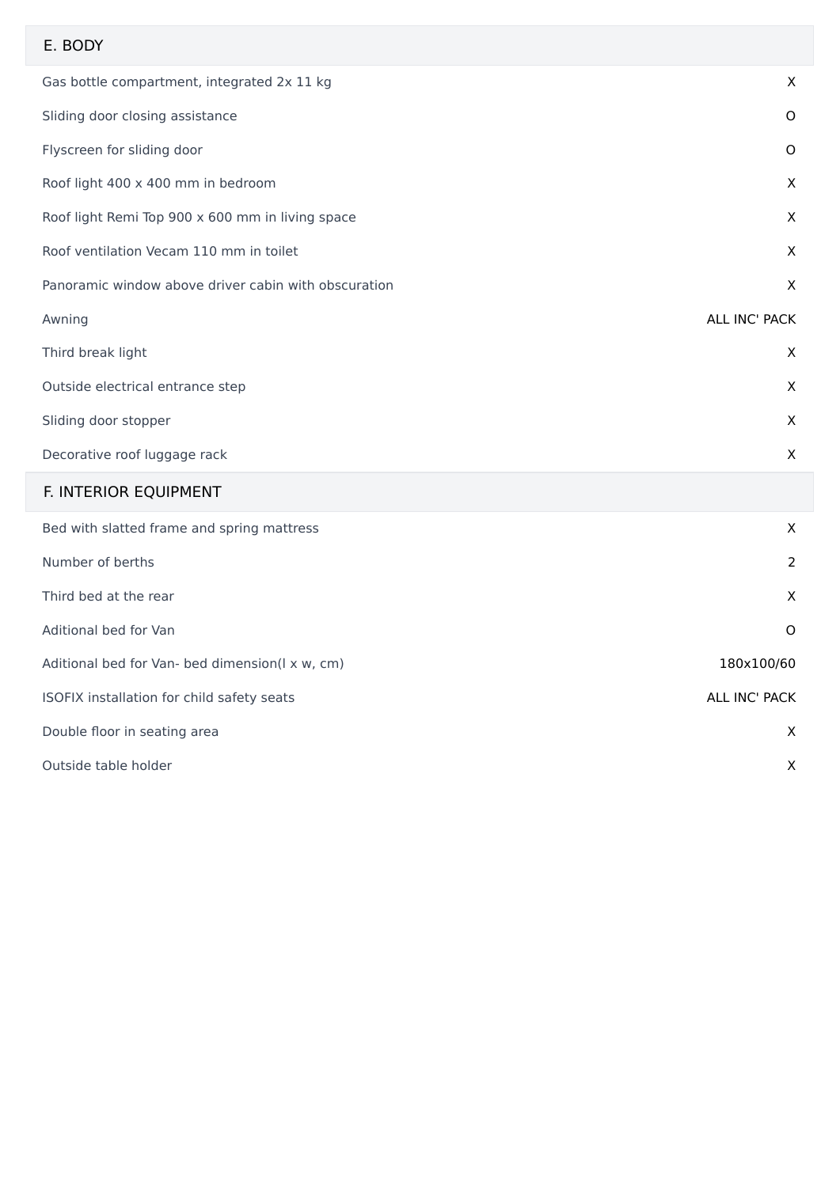## E. BODY

| | |
|---|---|
| Gas bottle compartment, integrated 2x 11 kg | X |
| Sliding door closing assistance | O |
| Flyscreen for sliding door | O |
| Roof light 400 x 400 mm in bedroom | X |
| Roof light Remi Top 900 x 600 mm in living space | X |
| Roof ventilation Vecam 110 mm in toilet | X |
| Panoramic window above driver cabin with obscuration | X |
| Awning | ALL INC' PACK |
| Third break light | X |
| Outside electrical entrance step | X |
| Sliding door stopper | X |
| Decorative roof luggage rack | X |

## F. INTERIOR EQUIPMENT

| | |
|---|---|
| Bed with slatted frame and spring mattress | X |
| Number of berths | 2 |
| Third bed at the rear | X |
| Aditional bed for Van | O |
| Aditional bed for Van- bed dimension(l x w, cm) | 180x100/60 |
| ISOFIX installation for child safety seats | ALL INC' PACK |
| Double floor in seating area | X |
| Outside table holder | X |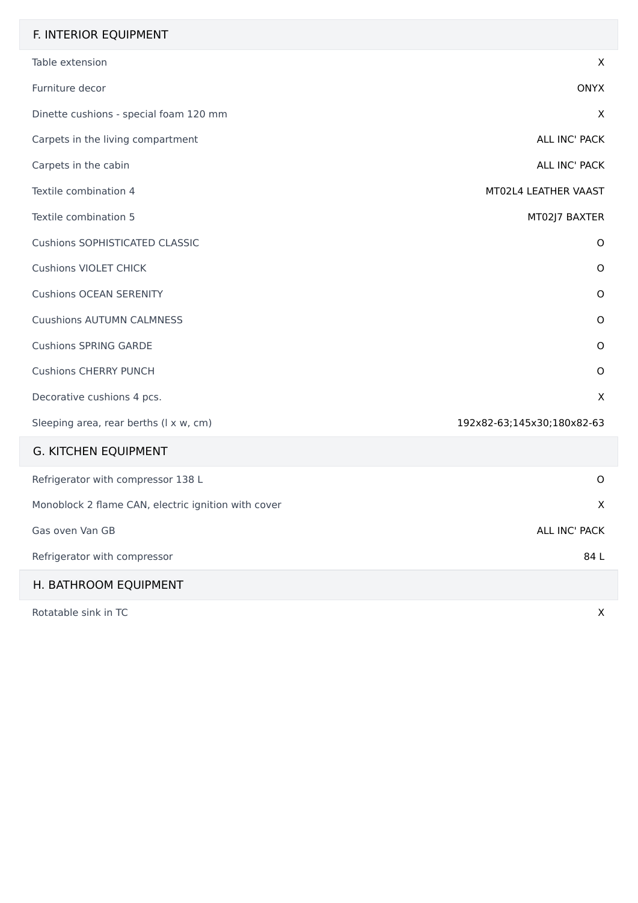## F. INTERIOR EQUIPMENT

| | |
|---|---|
| Table extension | X |
| Furniture decor | ONYX |
| Dinette cushions - special foam 120 mm | X |
| Carpets in the living compartment | ALL INC' PACK |
| Carpets in the cabin | ALL INC' PACK |
| Textile combination 4 | MT02L4 LEATHER VAAST |
| Textile combination 5 | MT02J7 BAXTER |
| Cushions SOPHISTICATED CLASSIC | O |
| Cushions VIOLET CHICK | O |
| Cushions OCEAN SERENITY | O |
| Cuushions AUTUMN CALMNESS | O |
| Cushions SPRING GARDE | O |
| Cushions CHERRY PUNCH | O |
| Decorative cushions 4 pcs. | X |
| Sleeping area, rear berths (l x w, cm) | 192x82-63;145x30;180x82-63 |

## G. KITCHEN EQUIPMENT

| | |
|---|---|
| Refrigerator with compressor 138 L | O |
| Monoblock 2 flame CAN, electric ignition with cover | X |
| Gas oven Van GB | ALL INC' PACK |
| Refrigerator with compressor | 84 L |

## H. BATHROOM EQUIPMENT

| | |
|---|---|
| Rotatable sink in TC | X |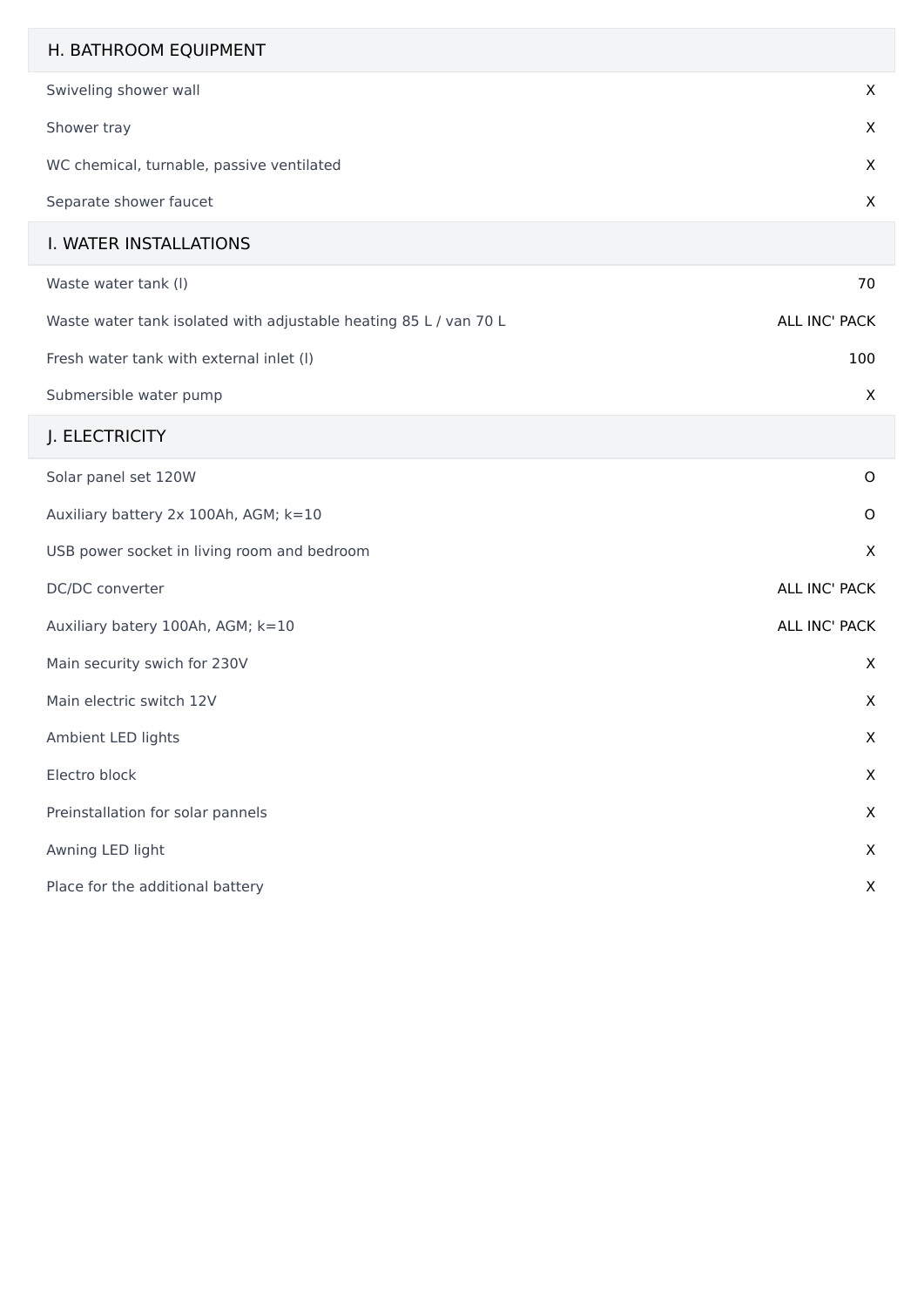## H. BATHROOM EQUIPMENT

| | |
|---|---|
| Swiveling shower wall | X |
| Shower tray | X |
| WC chemical, turnable, passive ventilated | X |
| Separate shower faucet | X |

## I. WATER INSTALLATIONS

| | |
|---|---|
| Waste water tank (l) | 70 |
| Waste water tank isolated with adjustable heating 85 L / van 70 L | ALL INC' PACK |
| Fresh water tank with external inlet (l) | 100 |
| Submersible water pump | X |

## J. ELECTRICITY

| | |
|---|---|
| Solar panel set 120W | O |
| Auxiliary battery 2x 100Ah, AGM; k=10 | O |
| USB power socket in living room and bedroom | X |
| DC/DC converter | ALL INC' PACK |
| Auxiliary batery 100Ah, AGM; k=10 | ALL INC' PACK |
| Main security swich for 230V | X |
| Main electric switch 12V | X |
| Ambient LED lights | X |
| Electro block | X |
| Preinstallation for solar pannels | X |
| Awning LED light | X |
| Place for the additional battery | X |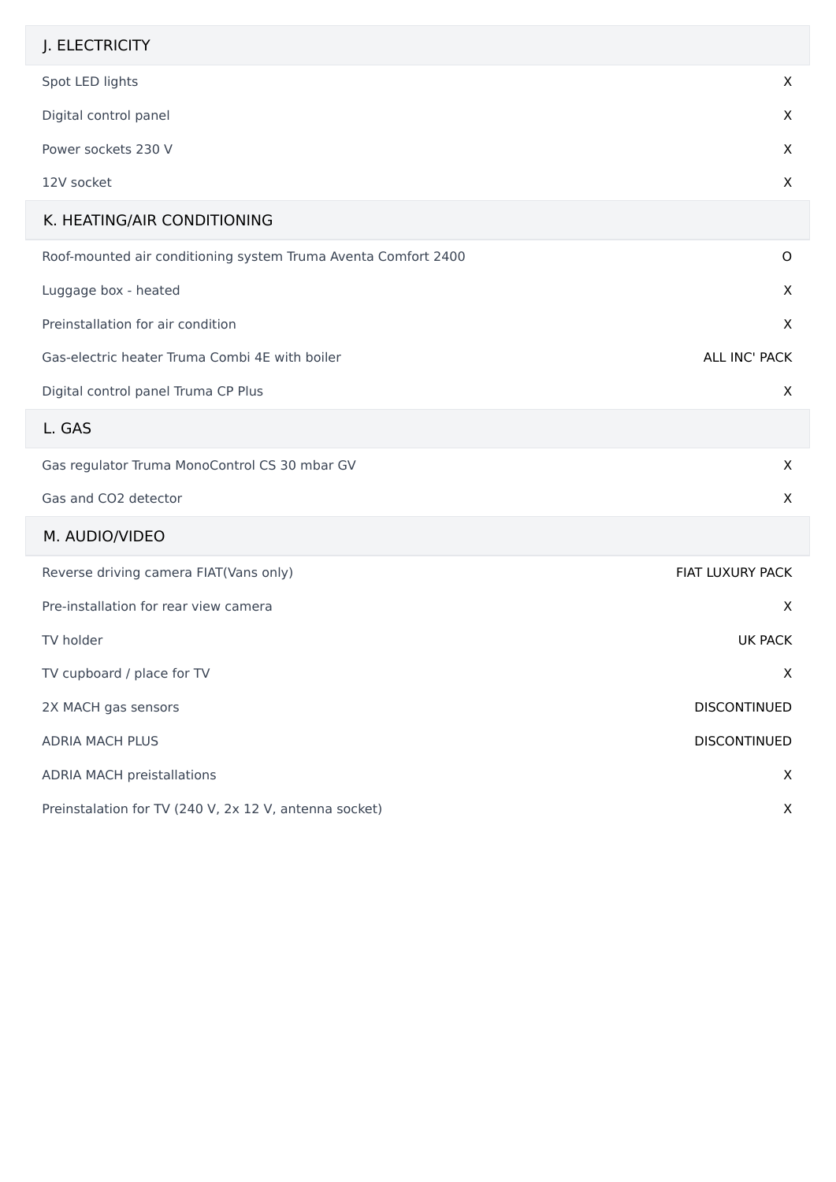| | |
|---|---|
| **J. ELECTRICITY** | |
| Spot LED lights | X |
| Digital control panel | X |
| Power sockets 230 V | X |
| 12V socket | X |
| **K. HEATING/AIR CONDITIONING** | |
| Roof-mounted air conditioning system Truma Aventa Comfort 2400 | O |
| Luggage box - heated | X |
| Preinstallation for air condition | X |
| Gas-electric heater Truma Combi 4E with boiler | ALL INC' PACK |
| Digital control panel Truma CP Plus | X |
| **L. GAS** | |
| Gas regulator Truma MonoControl CS 30 mbar GV | X |
| Gas and CO2 detector | X |
| **M. AUDIO/VIDEO** | |
| Reverse driving camera FIAT(Vans only) | FIAT LUXURY PACK |
| Pre-installation for rear view camera | X |
| TV holder | UK PACK |
| TV cupboard / place for TV | X |
| 2X MACH gas sensors | DISCONTINUED |
| ADRIA MACH PLUS | DISCONTINUED |
| ADRIA MACH preistallations | X |
| Preinstalation for TV (240 V, 2x 12 V, antenna socket) | X |